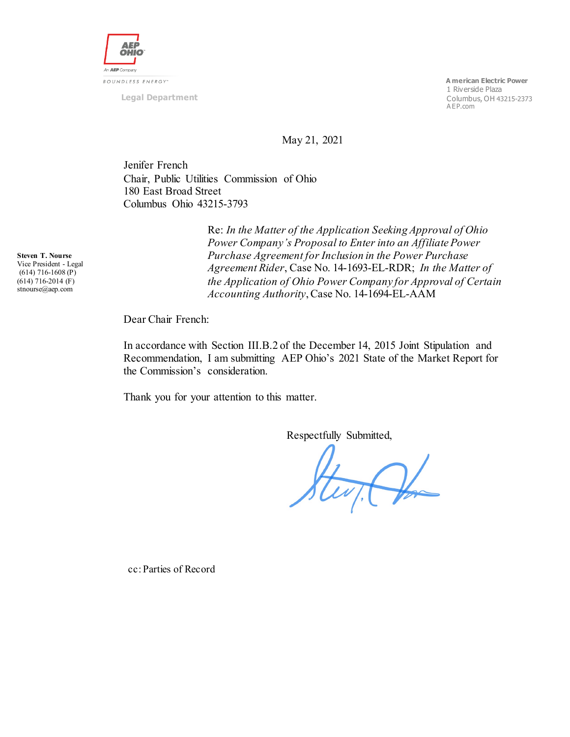AEP OHIO

An AEP Company

BOUNDLESS ENERGY

Legal Department

American Electric Power
1 Riverside Plaza
Columbus, OH 43215-2373
AEP.com

May 21, 2021

Jenifer French
Chair, Public Utilities Commission of Ohio
180 East Broad Street
Columbus Ohio 43215-3793

Re: *In the Matter of the Application Seeking Approval of Ohio Power Company's Proposal to Enter into an Affiliate Power Purchase Agreement for Inclusion in the Power Purchase Agreement Rider*, Case No. 14-1693-EL-RDR; *In the Matter of the Application of Ohio Power Company for Approval of Certain Accounting Authority*, Case No. 14-1694-EL-AAM

**Steven T. Nourse**
Vice President - Legal
(614) 716-1608 (P)
(614) 716-2014 (F)
stnourse@aep.com

Dear Chair French:

In accordance with Section III.B.2 of the December 14, 2015 Joint Stipulation and Recommendation, I am submitting AEP Ohio's 2021 State of the Market Report for the Commission's consideration.

Thank you for your attention to this matter.

Respectfully Submitted,

cc: Parties of Record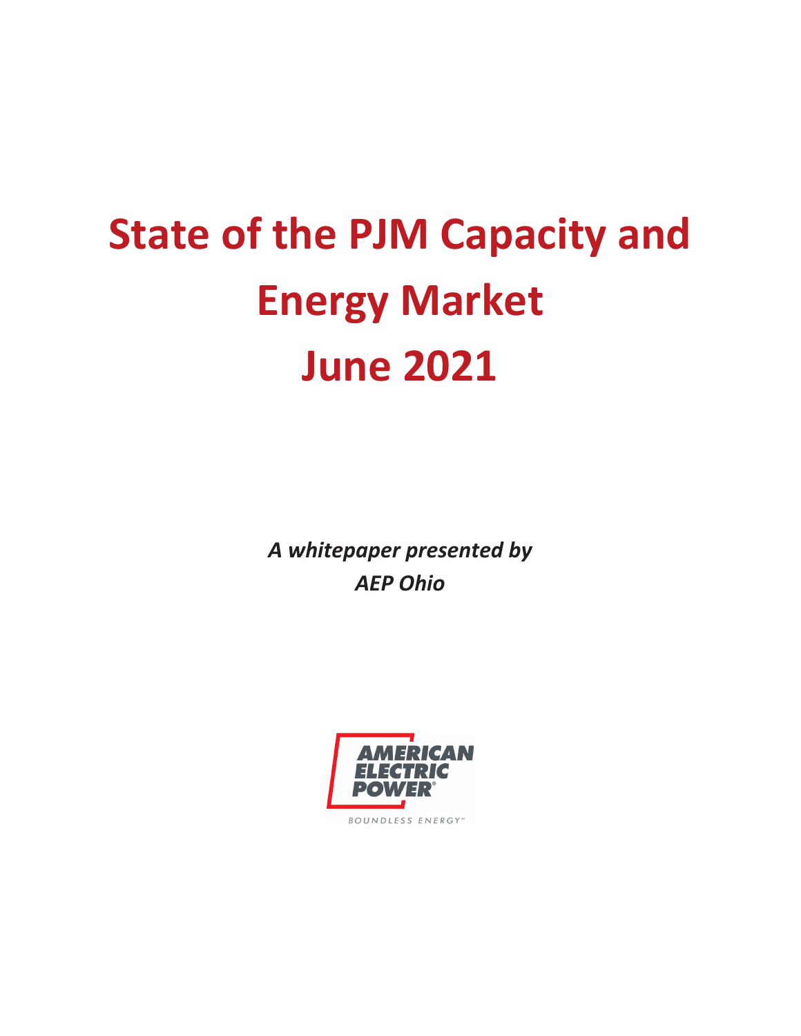# State of the PJM Capacity and Energy Market June 2021

*A whitepaper presented by*
***AEP Ohio***

AMERICAN ELECTRIC POWER

BOUNDLESS ENERGY™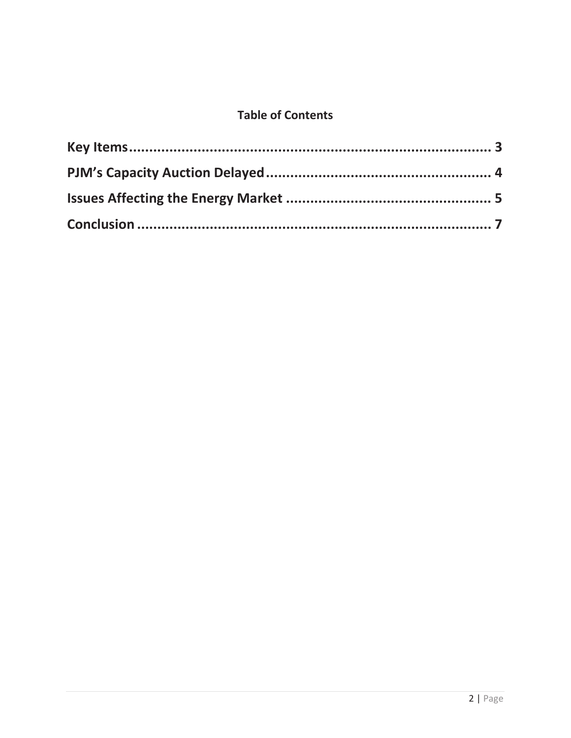**Table of Contents**

**Key Items............................................................................... 3**

**PJM's Capacity Auction Delayed........................................................ 4**

**Issues Affecting the Energy Market ................................................... 5**

**Conclusion ............................................................................ 7**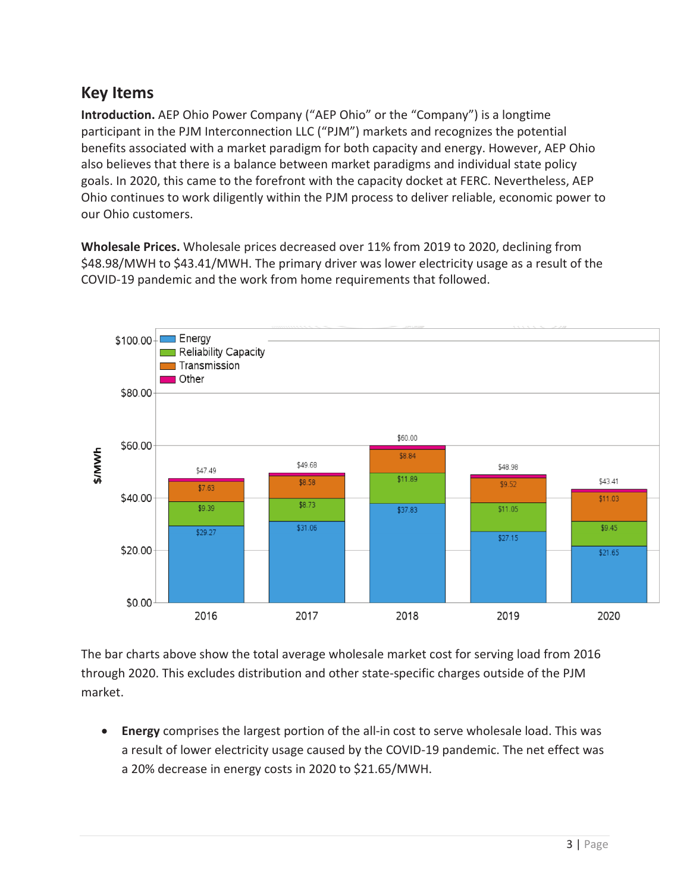## Key Items

**Introduction.** AEP Ohio Power Company ("AEP Ohio" or the "Company") is a longtime participant in the PJM Interconnection LLC ("PJM") markets and recognizes the potential benefits associated with a market paradigm for both capacity and energy. However, AEP Ohio also believes that there is a balance between market paradigms and individual state policy goals. In 2020, this came to the forefront with the capacity docket at FERC. Nevertheless, AEP Ohio continues to work diligently within the PJM process to deliver reliable, economic power to our Ohio customers.

**Wholesale Prices.** Wholesale prices decreased over 11% from 2019 to 2020, declining from $48.98/MWH to $43.41/MWH. The primary driver was lower electricity usage as a result of the COVID-19 pandemic and the work from home requirements that followed.

| $/MWh | 2016 | 2017 | 2018 | 2019 | 2020 |
|---|---|---|---|---|---|
| Energy | $29.27 | $31.06 | $37.83 | $27.15 | $21.65 |
| Reliability Capacity | $9.39 | $8.73 | $11.89 | $11.05 | $9.45 |
| Transmission | $7.63 | $8.58 | $8.84 | $9.52 | $11.03 |
| Other | | | | | |
| Total | $47.49 | $49.68 | $60.00 | $48.98 | $43.41 |

The bar charts above show the total average wholesale market cost for serving load from 2016 through 2020. This excludes distribution and other state-specific charges outside of the PJM market.

- **Energy** comprises the largest portion of the all-in cost to serve wholesale load. This was a result of lower electricity usage caused by the COVID-19 pandemic. The net effect was a 20% decrease in energy costs in 2020 to $21.65/MWH.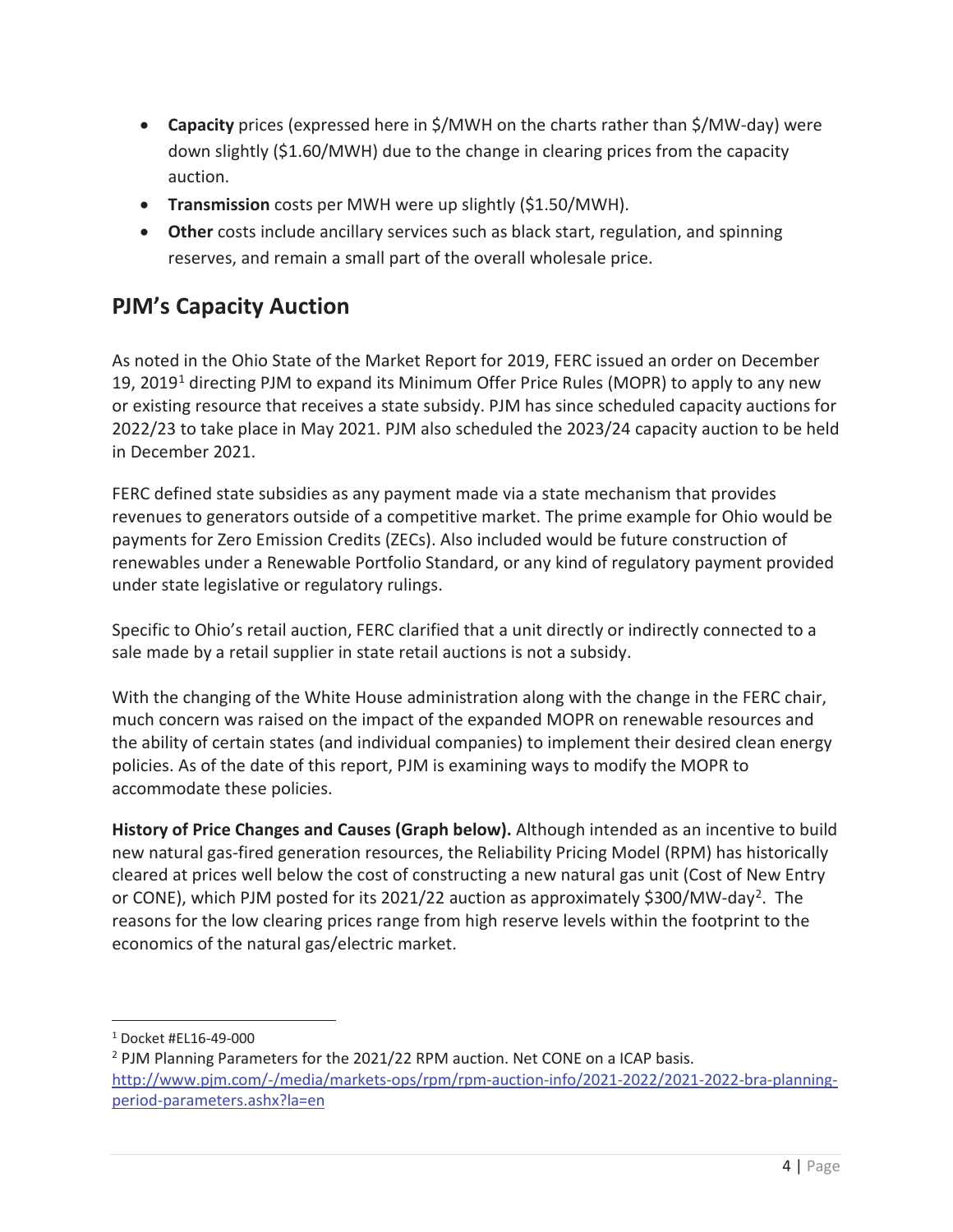- **Capacity** prices (expressed here in $/MWH on the charts rather than $/MW-day) were down slightly ($1.60/MWH) due to the change in clearing prices from the capacity auction.
- **Transmission** costs per MWH were up slightly ($1.50/MWH).
- **Other** costs include ancillary services such as black start, regulation, and spinning reserves, and remain a small part of the overall wholesale price.

## PJM's Capacity Auction

As noted in the Ohio State of the Market Report for 2019, FERC issued an order on December 19, 2019[1] directing PJM to expand its Minimum Offer Price Rules (MOPR) to apply to any new or existing resource that receives a state subsidy. PJM has since scheduled capacity auctions for 2022/23 to take place in May 2021. PJM also scheduled the 2023/24 capacity auction to be held in December 2021.

FERC defined state subsidies as any payment made via a state mechanism that provides revenues to generators outside of a competitive market. The prime example for Ohio would be payments for Zero Emission Credits (ZECs). Also included would be future construction of renewables under a Renewable Portfolio Standard, or any kind of regulatory payment provided under state legislative or regulatory rulings.

Specific to Ohio's retail auction, FERC clarified that a unit directly or indirectly connected to a sale made by a retail supplier in state retail auctions is not a subsidy.

With the changing of the White House administration along with the change in the FERC chair, much concern was raised on the impact of the expanded MOPR on renewable resources and the ability of certain states (and individual companies) to implement their desired clean energy policies. As of the date of this report, PJM is examining ways to modify the MOPR to accommodate these policies.

**History of Price Changes and Causes (Graph below).** Although intended as an incentive to build new natural gas-fired generation resources, the Reliability Pricing Model (RPM) has historically cleared at prices well below the cost of constructing a new natural gas unit (Cost of New Entry or CONE), which PJM posted for its 2021/22 auction as approximately $300/MW-day[2]. The reasons for the low clearing prices range from high reserve levels within the footprint to the economics of the natural gas/electric market.

---

[1] Docket #EL16-49-000

[2] PJM Planning Parameters for the 2021/22 RPM auction. Net CONE on a ICAP basis. http://www.pjm.com/-/media/markets-ops/rpm/rpm-auction-info/2021-2022/2021-2022-bra-planning-period-parameters.ashx?la=en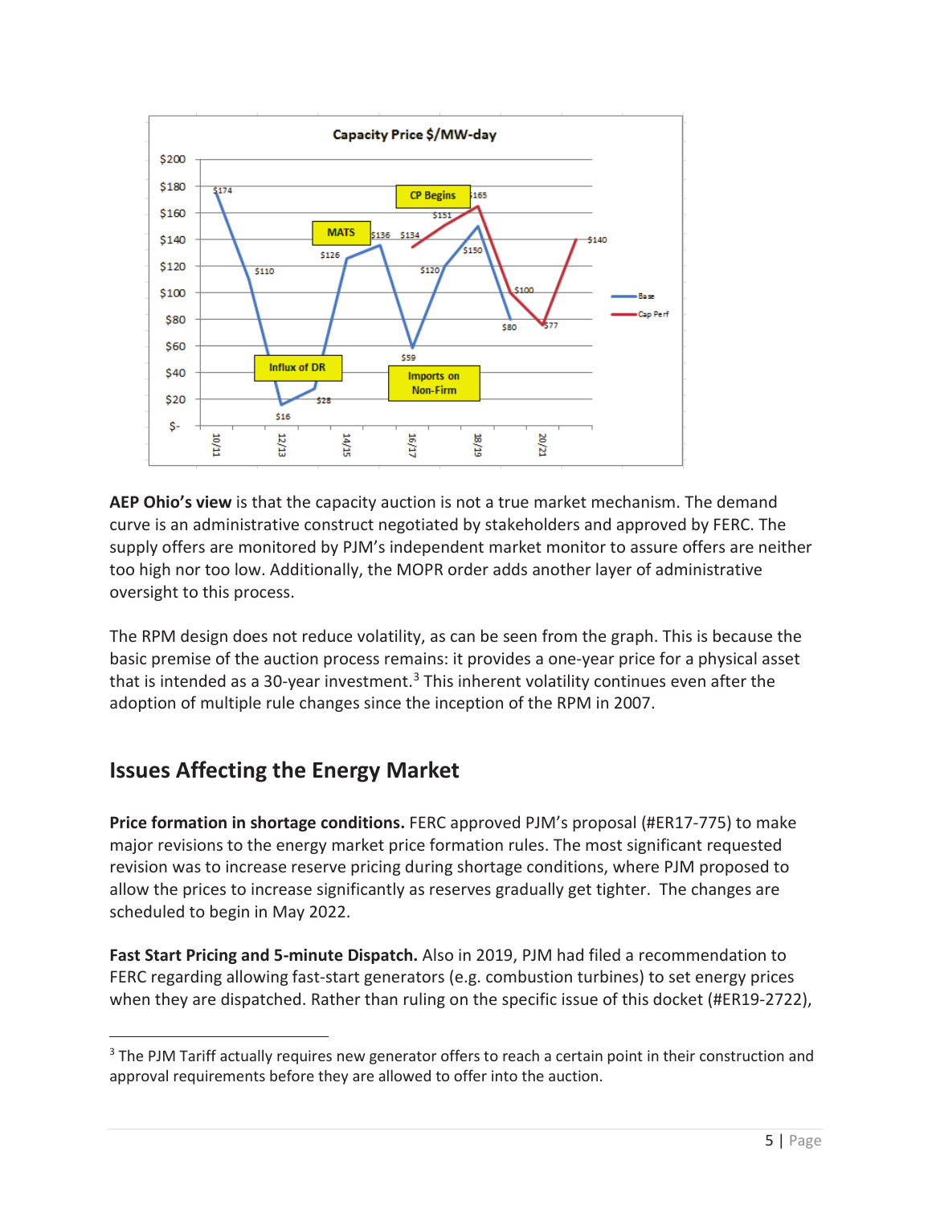**AEP Ohio's view** is that the capacity auction is not a true market mechanism. The demand curve is an administrative construct negotiated by stakeholders and approved by FERC. The supply offers are monitored by PJM's independent market monitor to assure offers are neither too high nor too low. Additionally, the MOPR order adds another layer of administrative oversight to this process.

The RPM design does not reduce volatility, as can be seen from the graph. This is because the basic premise of the auction process remains: it provides a one-year price for a physical asset that is intended as a 30-year investment.[3] This inherent volatility continues even after the adoption of multiple rule changes since the inception of the RPM in 2007.

## Issues Affecting the Energy Market

**Price formation in shortage conditions.** FERC approved PJM's proposal (#ER17-775) to make major revisions to the energy market price formation rules. The most significant requested revision was to increase reserve pricing during shortage conditions, where PJM proposed to allow the prices to increase significantly as reserves gradually get tighter. The changes are scheduled to begin in May 2022.

**Fast Start Pricing and 5-minute Dispatch.** Also in 2019, PJM had filed a recommendation to FERC regarding allowing fast-start generators (e.g. combustion turbines) to set energy prices when they are dispatched. Rather than ruling on the specific issue of this docket (#ER19-2722),

[3] The PJM Tariff actually requires new generator offers to reach a certain point in their construction and approval requirements before they are allowed to offer into the auction.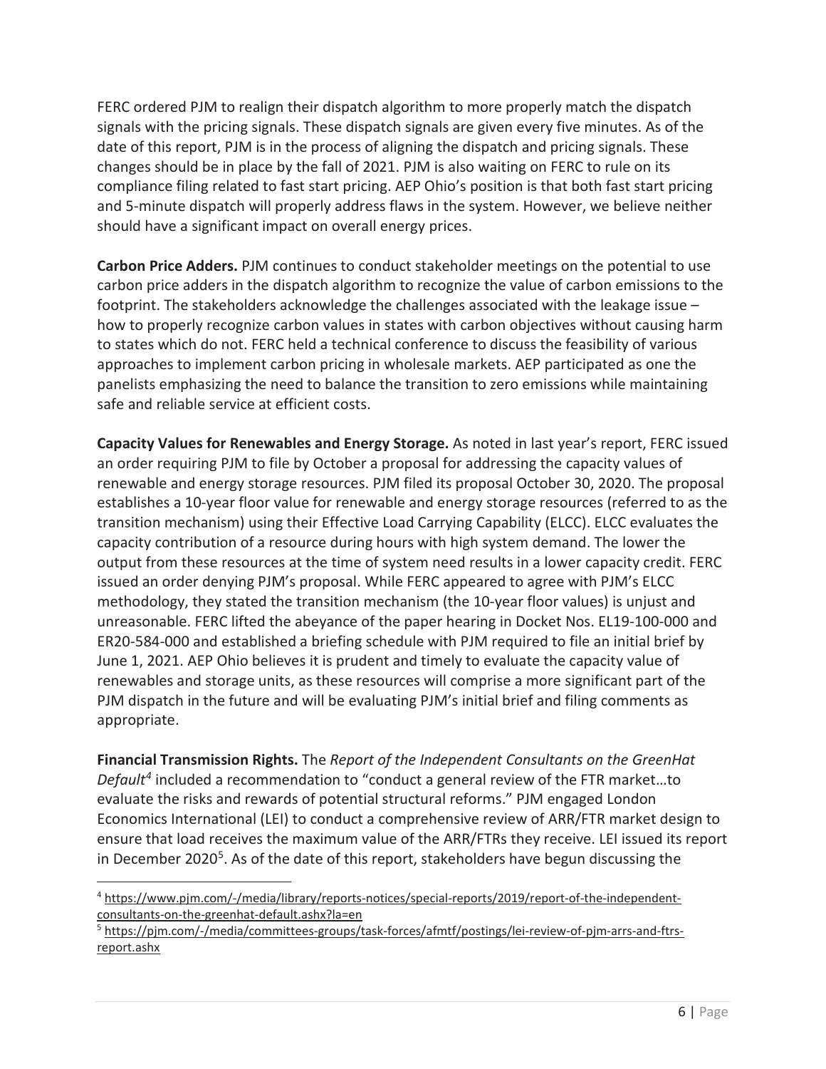FERC ordered PJM to realign their dispatch algorithm to more properly match the dispatch signals with the pricing signals. These dispatch signals are given every five minutes. As of the date of this report, PJM is in the process of aligning the dispatch and pricing signals. These changes should be in place by the fall of 2021. PJM is also waiting on FERC to rule on its compliance filing related to fast start pricing. AEP Ohio's position is that both fast start pricing and 5-minute dispatch will properly address flaws in the system. However, we believe neither should have a significant impact on overall energy prices.

**Carbon Price Adders.** PJM continues to conduct stakeholder meetings on the potential to use carbon price adders in the dispatch algorithm to recognize the value of carbon emissions to the footprint. The stakeholders acknowledge the challenges associated with the leakage issue – how to properly recognize carbon values in states with carbon objectives without causing harm to states which do not. FERC held a technical conference to discuss the feasibility of various approaches to implement carbon pricing in wholesale markets. AEP participated as one the panelists emphasizing the need to balance the transition to zero emissions while maintaining safe and reliable service at efficient costs.

**Capacity Values for Renewables and Energy Storage.** As noted in last year's report, FERC issued an order requiring PJM to file by October a proposal for addressing the capacity values of renewable and energy storage resources. PJM filed its proposal October 30, 2020. The proposal establishes a 10-year floor value for renewable and energy storage resources (referred to as the transition mechanism) using their Effective Load Carrying Capability (ELCC). ELCC evaluates the capacity contribution of a resource during hours with high system demand. The lower the output from these resources at the time of system need results in a lower capacity credit. FERC issued an order denying PJM's proposal. While FERC appeared to agree with PJM's ELCC methodology, they stated the transition mechanism (the 10-year floor values) is unjust and unreasonable. FERC lifted the abeyance of the paper hearing in Docket Nos. EL19-100-000 and ER20-584-000 and established a briefing schedule with PJM required to file an initial brief by June 1, 2021. AEP Ohio believes it is prudent and timely to evaluate the capacity value of renewables and storage units, as these resources will comprise a more significant part of the PJM dispatch in the future and will be evaluating PJM's initial brief and filing comments as appropriate.

**Financial Transmission Rights.** The *Report of the Independent Consultants on the GreenHat Default*[4] included a recommendation to "conduct a general review of the FTR market…to evaluate the risks and rewards of potential structural reforms." PJM engaged London Economics International (LEI) to conduct a comprehensive review of ARR/FTR market design to ensure that load receives the maximum value of the ARR/FTRs they receive. LEI issued its report in December 2020[5]. As of the date of this report, stakeholders have begun discussing the

---

[4] https://www.pjm.com/-/media/library/reports-notices/special-reports/2019/report-of-the-independent-consultants-on-the-greenhat-default.ashx?la=en

[5] https://pjm.com/-/media/committees-groups/task-forces/afmtf/postings/lei-review-of-pjm-arrs-and-ftrs-report.ashx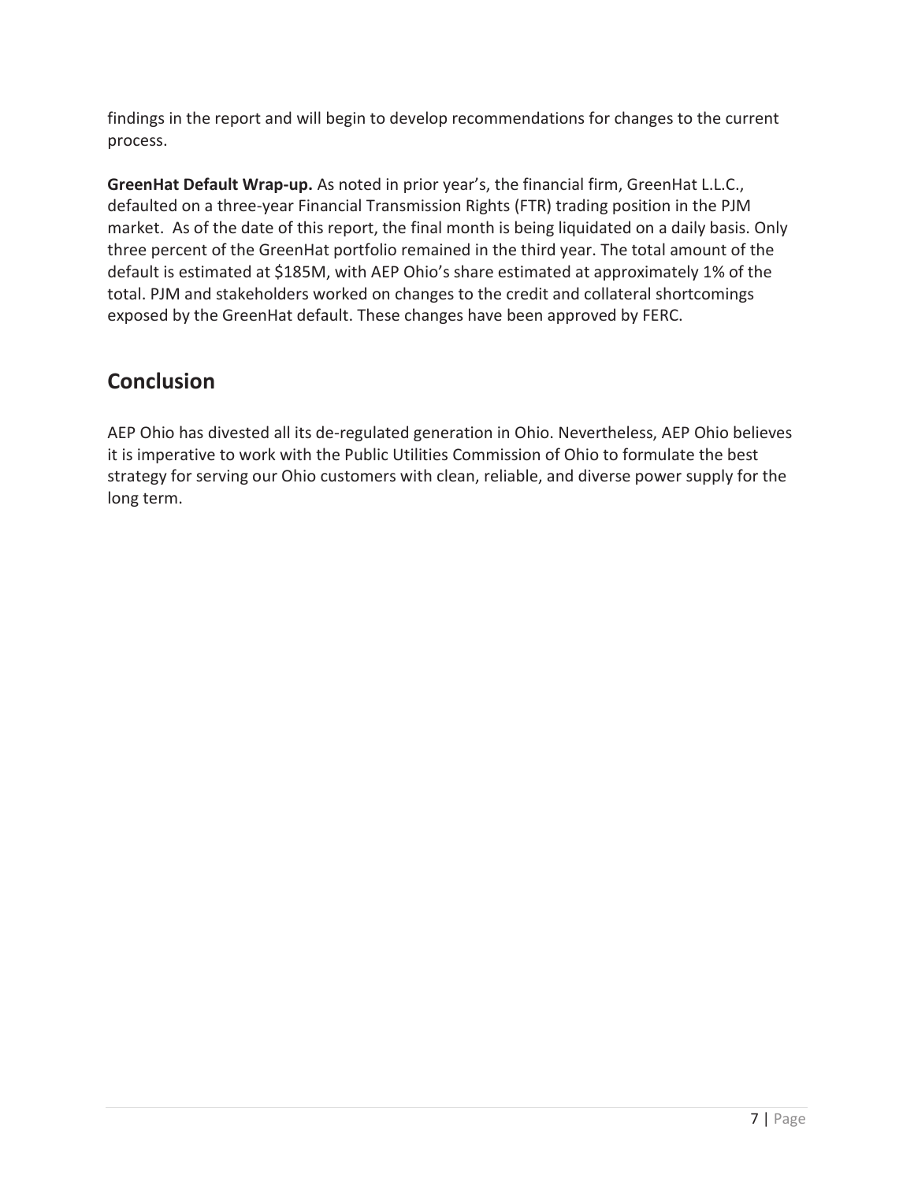findings in the report and will begin to develop recommendations for changes to the current process.

**GreenHat Default Wrap-up.** As noted in prior year's, the financial firm, GreenHat L.L.C., defaulted on a three-year Financial Transmission Rights (FTR) trading position in the PJM market. As of the date of this report, the final month is being liquidated on a daily basis. Only three percent of the GreenHat portfolio remained in the third year. The total amount of the default is estimated at $185M, with AEP Ohio's share estimated at approximately 1% of the total. PJM and stakeholders worked on changes to the credit and collateral shortcomings exposed by the GreenHat default. These changes have been approved by FERC.

## Conclusion

AEP Ohio has divested all its de-regulated generation in Ohio. Nevertheless, AEP Ohio believes it is imperative to work with the Public Utilities Commission of Ohio to formulate the best strategy for serving our Ohio customers with clean, reliable, and diverse power supply for the long term.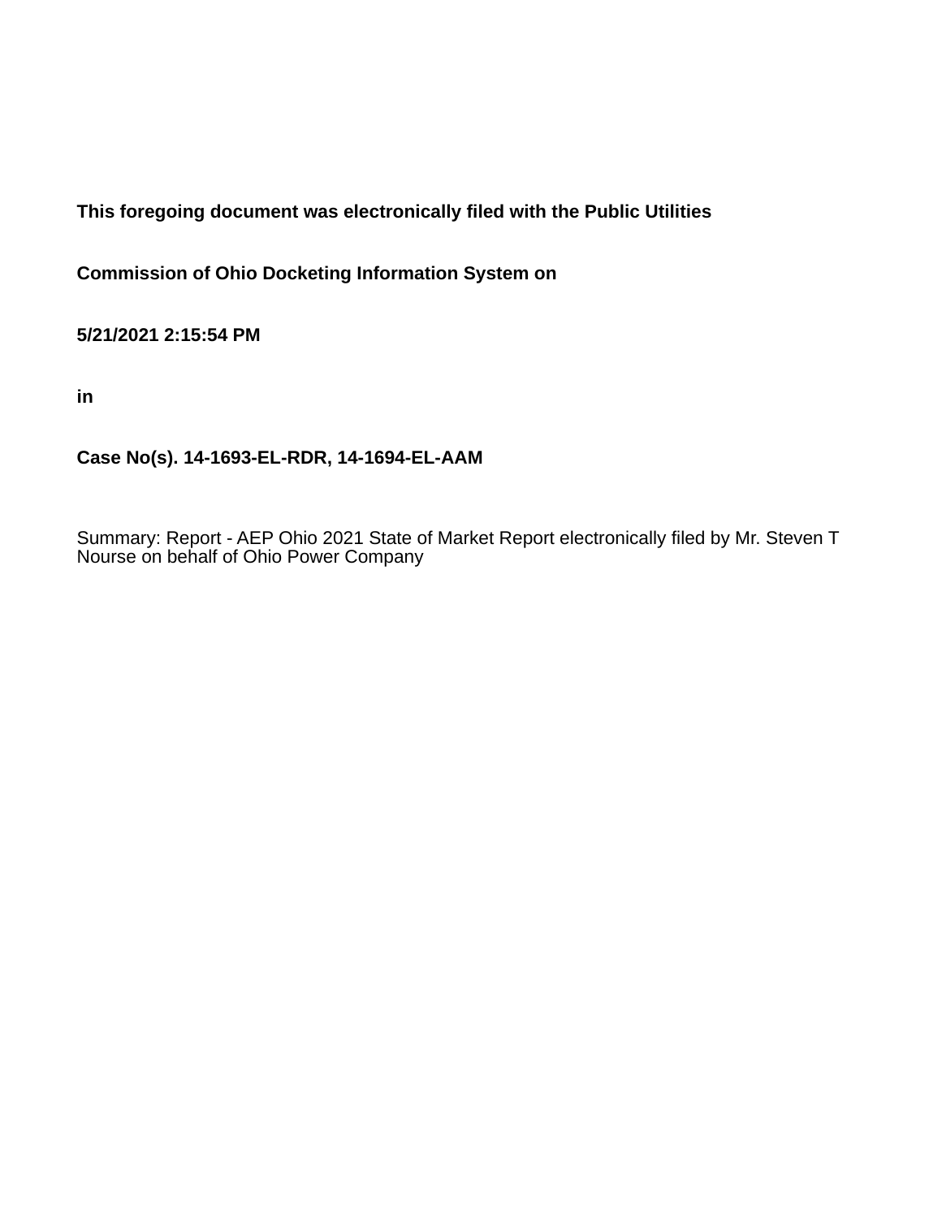**This foregoing document was electronically filed with the Public Utilities**

**Commission of Ohio Docketing Information System on**

**5/21/2021 2:15:54 PM**

**in**

**Case No(s). 14-1693-EL-RDR, 14-1694-EL-AAM**

Summary: Report - AEP Ohio 2021 State of Market Report electronically filed by Mr. Steven T Nourse on behalf of Ohio Power Company